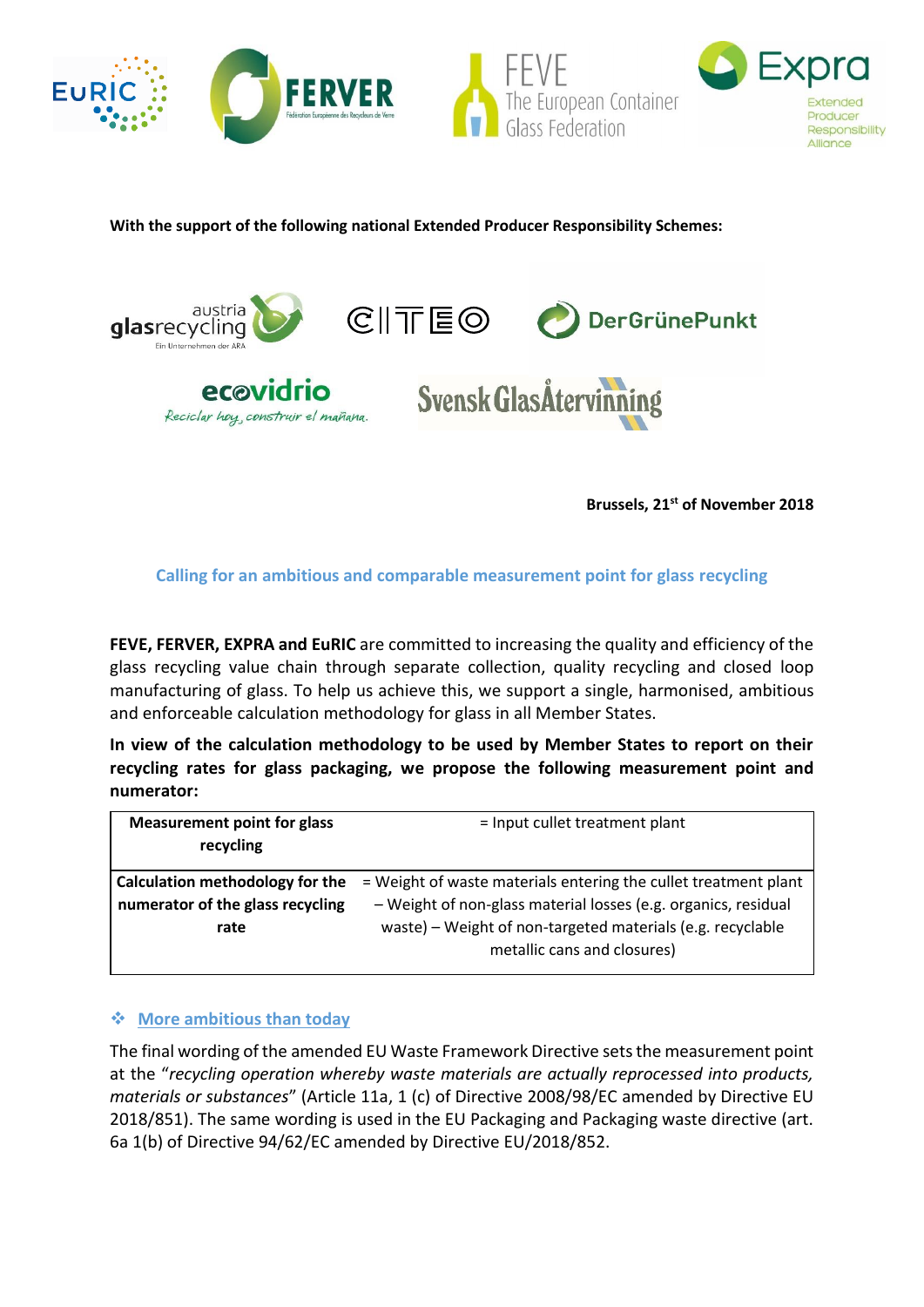**With the support of the following national Extended Producer Responsibility Schemes:**

**Brussels, 21st of November 2018**

## Calling for an ambitious and comparable measurement point for glass recycling

**FEVE, FERVER, EXPRA and EuRIC** are committed to increasing the quality and efficiency of the glass recycling value chain through separate collection, quality recycling and closed loop manufacturing of glass. To help us achieve this, we support a single, harmonised, ambitious and enforceable calculation methodology for glass in all Member States.

**In view of the calculation methodology to be used by Member States to report on their recycling rates for glass packaging, we propose the following measurement point and numerator:**

| | |
|---|---|
| **Measurement point for glass recycling** | = Input cullet treatment plant |
| **Calculation methodology for the numerator of the glass recycling rate** | = Weight of waste materials entering the cullet treatment plant – Weight of non-glass material losses (e.g. organics, residual waste) – Weight of non-targeted materials (e.g. recyclable metallic cans and closures) |

### ❖ More ambitious than today

The final wording of the amended EU Waste Framework Directive sets the measurement point at the "*recycling operation whereby waste materials are actually reprocessed into products, materials or substances*" (Article 11a, 1 (c) of Directive 2008/98/EC amended by Directive EU 2018/851). The same wording is used in the EU Packaging and Packaging waste directive (art. 6a 1(b) of Directive 94/62/EC amended by Directive EU/2018/852.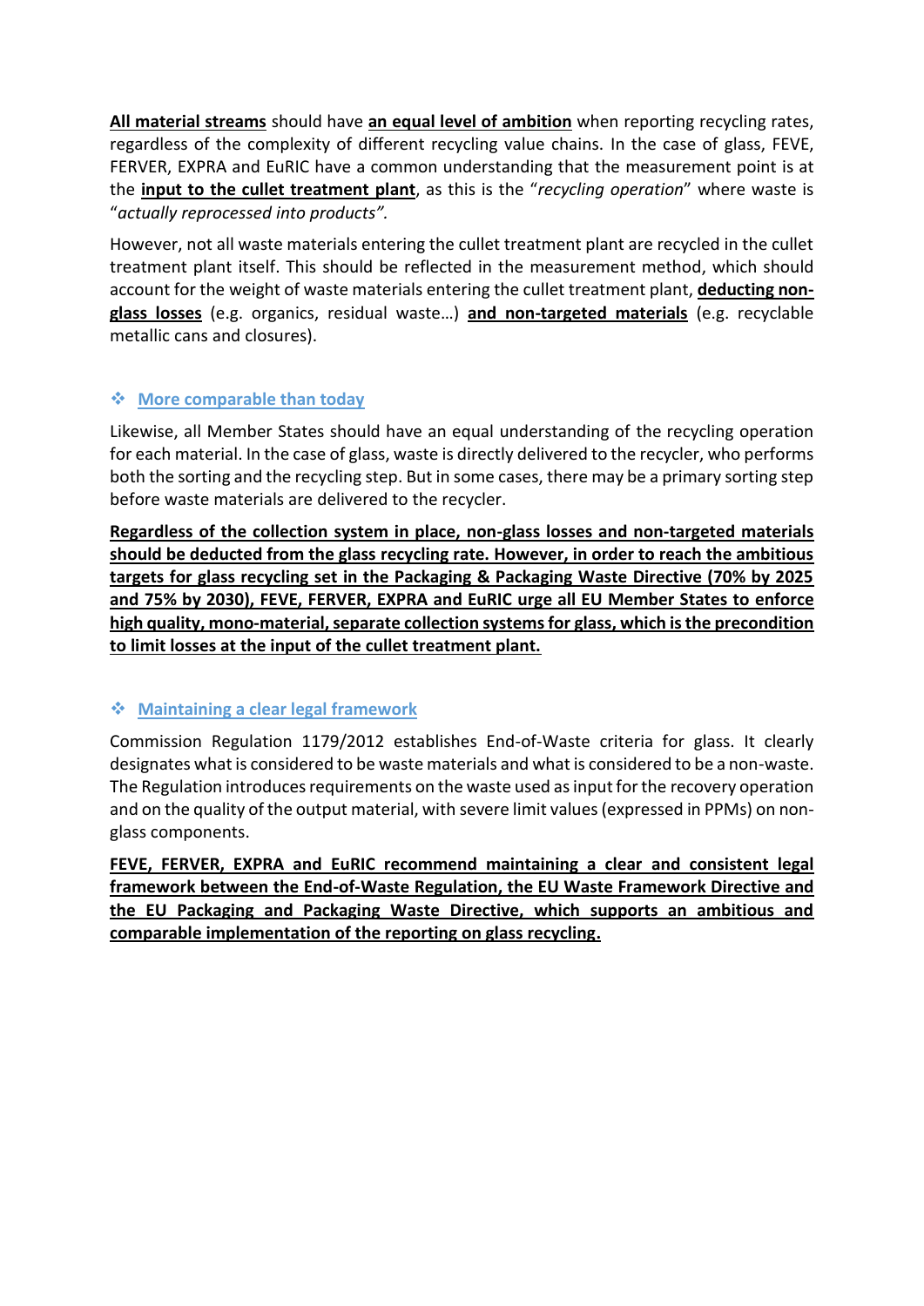**All material streams** should have **an equal level of ambition** when reporting recycling rates, regardless of the complexity of different recycling value chains. In the case of glass, FEVE, FERVER, EXPRA and EuRIC have a common understanding that the measurement point is at the **input to the cullet treatment plant**, as this is the "*recycling operation*" where waste is "*actually reprocessed into products"*.

However, not all waste materials entering the cullet treatment plant are recycled in the cullet treatment plant itself. This should be reflected in the measurement method, which should account for the weight of waste materials entering the cullet treatment plant, **deducting non-glass losses** (e.g. organics, residual waste…) **and non-targeted materials** (e.g. recyclable metallic cans and closures).

### ❖ More comparable than today

Likewise, all Member States should have an equal understanding of the recycling operation for each material. In the case of glass, waste is directly delivered to the recycler, who performs both the sorting and the recycling step. But in some cases, there may be a primary sorting step before waste materials are delivered to the recycler.

**Regardless of the collection system in place, non-glass losses and non-targeted materials should be deducted from the glass recycling rate. However, in order to reach the ambitious targets for glass recycling set in the Packaging & Packaging Waste Directive (70% by 2025 and 75% by 2030), FEVE, FERVER, EXPRA and EuRIC urge all EU Member States to enforce high quality, mono-material, separate collection systems for glass, which is the precondition to limit losses at the input of the cullet treatment plant.**

### ❖ Maintaining a clear legal framework

Commission Regulation 1179/2012 establishes End-of-Waste criteria for glass. It clearly designates what is considered to be waste materials and what is considered to be a non-waste. The Regulation introduces requirements on the waste used as input for the recovery operation and on the quality of the output material, with severe limit values (expressed in PPMs) on non-glass components.

**FEVE, FERVER, EXPRA and EuRIC recommend maintaining a clear and consistent legal framework between the End-of-Waste Regulation, the EU Waste Framework Directive and the EU Packaging and Packaging Waste Directive, which supports an ambitious and comparable implementation of the reporting on glass recycling.**